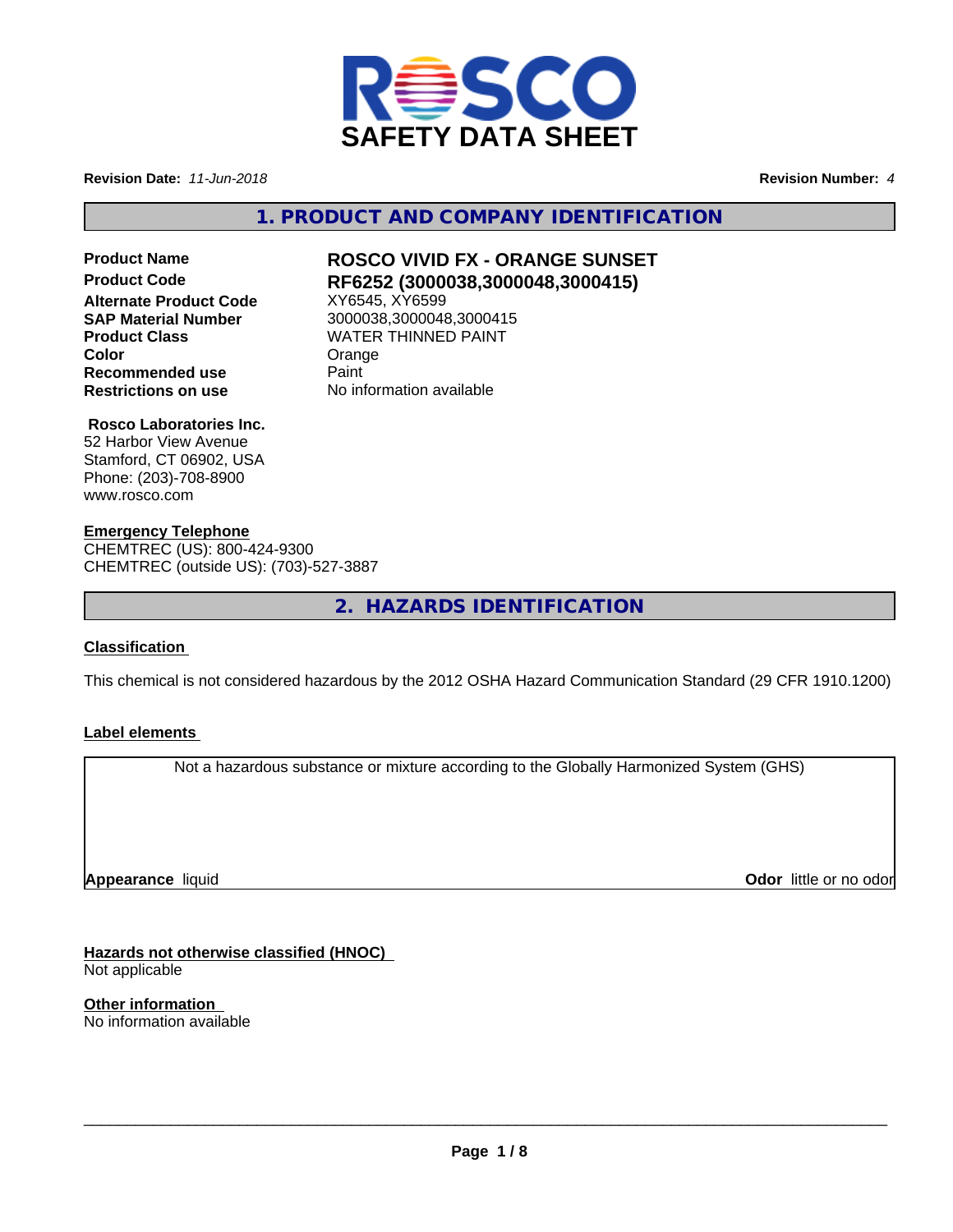# SAFETY DATA SHEET

**Revision Date:** *11-Jun-2018*

**Revision Number:** *4*

## 1. PRODUCT AND COMPANY IDENTIFICATION

| | |
|---|---|
| **Product Name** | **ROSCO VIVID FX - ORANGE SUNSET** |
| **Product Code** | **RF6252 (3000038,3000048,3000415)** |
| **Alternate Product Code** | XY6545, XY6599 |
| **SAP Material Number** | 3000038,3000048,3000415 |
| **Product Class** | WATER THINNED PAINT |
| **Color** | Orange |
| **Recommended use** | Paint |
| **Restrictions on use** | No information available |

**Rosco Laboratories Inc.**
52 Harbor View Avenue
Stamford, CT 06902, USA
Phone: (203)-708-8900
www.rosco.com

**Emergency Telephone**
CHEMTREC (US): 800-424-9300
CHEMTREC (outside US): (703)-527-3887

## 2. HAZARDS IDENTIFICATION

**Classification**

This chemical is not considered hazardous by the 2012 OSHA Hazard Communication Standard (29 CFR 1910.1200)

**Label elements**

Not a hazardous substance or mixture according to the Globally Harmonized System (GHS)

**Appearance** liquid

**Odor** little or no odor

**Hazards not otherwise classified (HNOC)**
Not applicable

**Other information**
No information available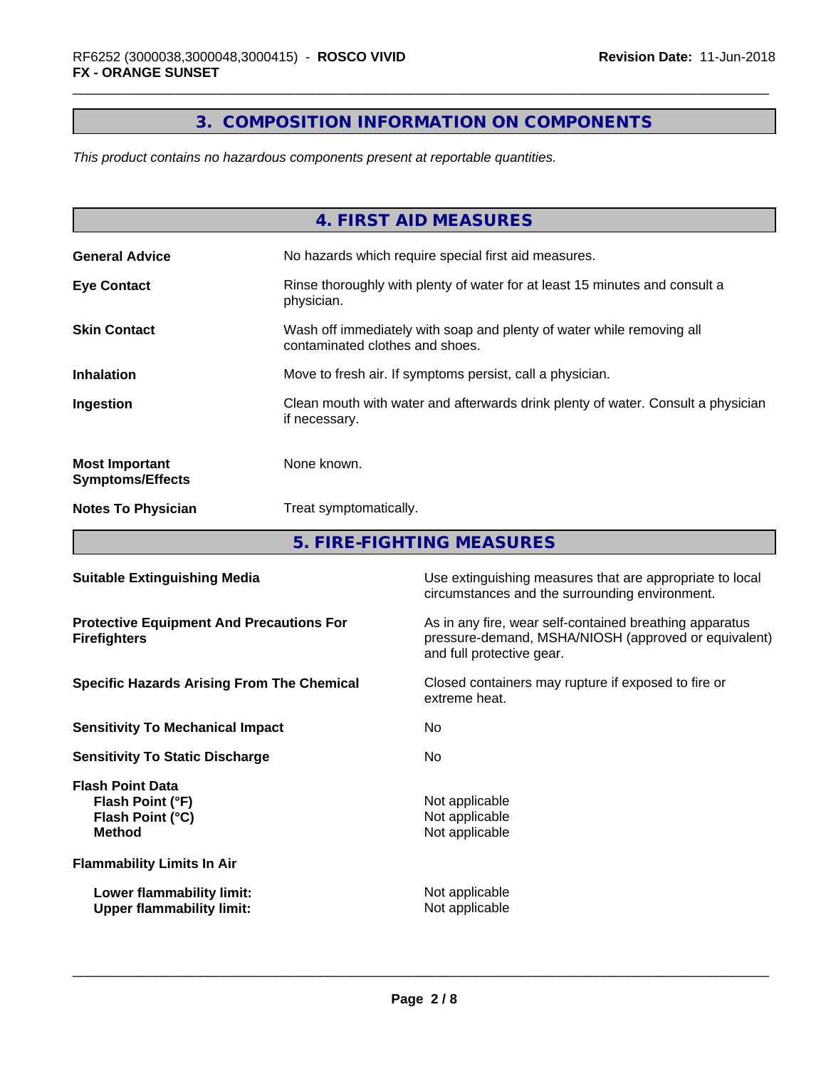## 3. COMPOSITION INFORMATION ON COMPONENTS

*This product contains no hazardous components present at reportable quantities.*

## 4. FIRST AID MEASURES

| | |
|---|---|
| **General Advice** | No hazards which require special first aid measures. |
| **Eye Contact** | Rinse thoroughly with plenty of water for at least 15 minutes and consult a physician. |
| **Skin Contact** | Wash off immediately with soap and plenty of water while removing all contaminated clothes and shoes. |
| **Inhalation** | Move to fresh air. If symptoms persist, call a physician. |
| **Ingestion** | Clean mouth with water and afterwards drink plenty of water. Consult a physician if necessary. |
| **Most Important Symptoms/Effects** | None known. |
| **Notes To Physician** | Treat symptomatically. |

## 5. FIRE-FIGHTING MEASURES

| | |
|---|---|
| **Suitable Extinguishing Media** | Use extinguishing measures that are appropriate to local circumstances and the surrounding environment. |
| **Protective Equipment And Precautions For Firefighters** | As in any fire, wear self-contained breathing apparatus pressure-demand, MSHA/NIOSH (approved or equivalent) and full protective gear. |
| **Specific Hazards Arising From The Chemical** | Closed containers may rupture if exposed to fire or extreme heat. |
| **Sensitivity To Mechanical Impact** | No |
| **Sensitivity To Static Discharge** | No |
| **Flash Point Data** | |
| **Flash Point (°F)** | Not applicable |
| **Flash Point (°C)** | Not applicable |
| **Method** | Not applicable |
| **Flammability Limits In Air** | |
| **Lower flammability limit:** | Not applicable |
| **Upper flammability limit:** | Not applicable |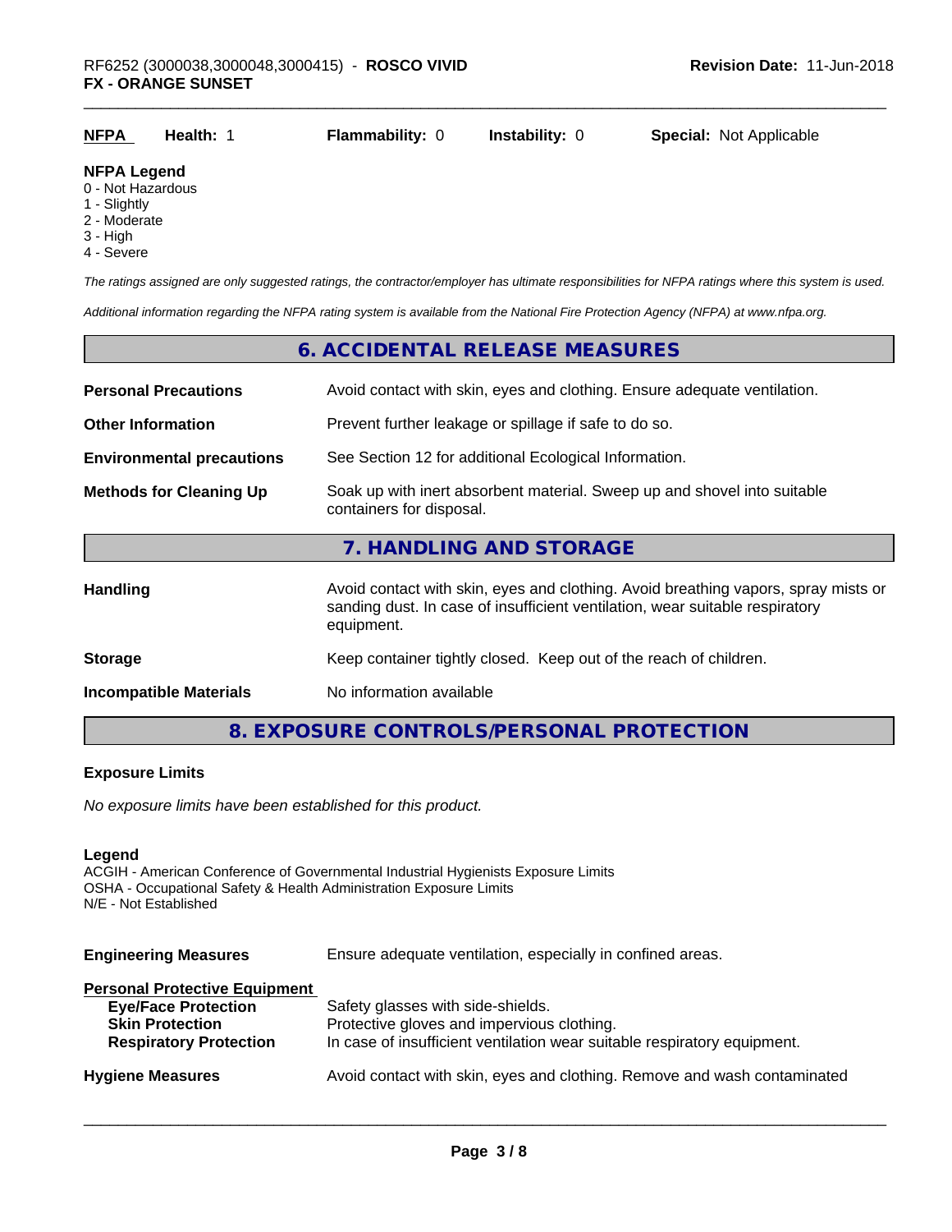| **NFPA** | **Health:** 1 | **Flammability:** 0 | **Instability:** 0 | **Special:** Not Applicable |
|---|---|---|---|---|

**NFPA Legend**
0 - Not Hazardous
1 - Slightly
2 - Moderate
3 - High
4 - Severe

*The ratings assigned are only suggested ratings, the contractor/employer has ultimate responsibilities for NFPA ratings where this system is used.*

*Additional information regarding the NFPA rating system is available from the National Fire Protection Agency (NFPA) at www.nfpa.org.*

## 6. ACCIDENTAL RELEASE MEASURES

| | |
|---|---|
| **Personal Precautions** | Avoid contact with skin, eyes and clothing. Ensure adequate ventilation. |
| **Other Information** | Prevent further leakage or spillage if safe to do so. |
| **Environmental precautions** | See Section 12 for additional Ecological Information. |
| **Methods for Cleaning Up** | Soak up with inert absorbent material. Sweep up and shovel into suitable containers for disposal. |

## 7. HANDLING AND STORAGE

| | |
|---|---|
| **Handling** | Avoid contact with skin, eyes and clothing. Avoid breathing vapors, spray mists or sanding dust. In case of insufficient ventilation, wear suitable respiratory equipment. |
| **Storage** | Keep container tightly closed. Keep out of the reach of children. |
| **Incompatible Materials** | No information available |

## 8. EXPOSURE CONTROLS/PERSONAL PROTECTION

**Exposure Limits**

*No exposure limits have been established for this product.*

**Legend**
ACGIH - American Conference of Governmental Industrial Hygienists Exposure Limits
OSHA - Occupational Safety & Health Administration Exposure Limits
N/E - Not Established

| | |
|---|---|
| **Engineering Measures** | Ensure adequate ventilation, especially in confined areas. |
| **Personal Protective Equipment** | |
| **Eye/Face Protection** | Safety glasses with side-shields. |
| **Skin Protection** | Protective gloves and impervious clothing. |
| **Respiratory Protection** | In case of insufficient ventilation wear suitable respiratory equipment. |
| **Hygiene Measures** | Avoid contact with skin, eyes and clothing. Remove and wash contaminated |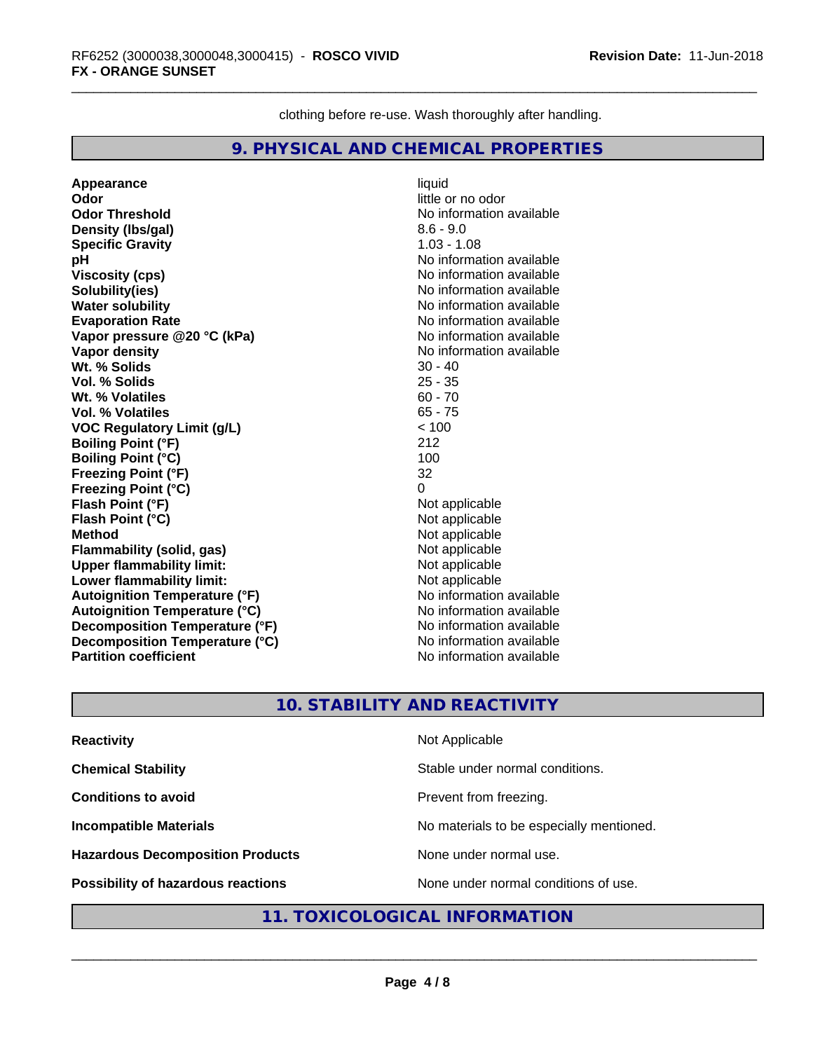clothing before re-use. Wash thoroughly after handling.

## 9. PHYSICAL AND CHEMICAL PROPERTIES

| | |
|---|---|
| **Appearance** | liquid |
| **Odor** | little or no odor |
| **Odor Threshold** | No information available |
| **Density (lbs/gal)** | 8.6 - 9.0 |
| **Specific Gravity** | 1.03 - 1.08 |
| **pH** | No information available |
| **Viscosity (cps)** | No information available |
| **Solubility(ies)** | No information available |
| **Water solubility** | No information available |
| **Evaporation Rate** | No information available |
| **Vapor pressure @20 °C (kPa)** | No information available |
| **Vapor density** | No information available |
| **Wt. % Solids** | 30 - 40 |
| **Vol. % Solids** | 25 - 35 |
| **Wt. % Volatiles** | 60 - 70 |
| **Vol. % Volatiles** | 65 - 75 |
| **VOC Regulatory Limit (g/L)** | < 100 |
| **Boiling Point (°F)** | 212 |
| **Boiling Point (°C)** | 100 |
| **Freezing Point (°F)** | 32 |
| **Freezing Point (°C)** | 0 |
| **Flash Point (°F)** | Not applicable |
| **Flash Point (°C)** | Not applicable |
| **Method** | Not applicable |
| **Flammability (solid, gas)** | Not applicable |
| **Upper flammability limit:** | Not applicable |
| **Lower flammability limit:** | Not applicable |
| **Autoignition Temperature (°F)** | No information available |
| **Autoignition Temperature (°C)** | No information available |
| **Decomposition Temperature (°F)** | No information available |
| **Decomposition Temperature (°C)** | No information available |
| **Partition coefficient** | No information available |

## 10. STABILITY AND REACTIVITY

| | |
|---|---|
| **Reactivity** | Not Applicable |
| **Chemical Stability** | Stable under normal conditions. |
| **Conditions to avoid** | Prevent from freezing. |
| **Incompatible Materials** | No materials to be especially mentioned. |
| **Hazardous Decomposition Products** | None under normal use. |
| **Possibility of hazardous reactions** | None under normal conditions of use. |

## 11. TOXICOLOGICAL INFORMATION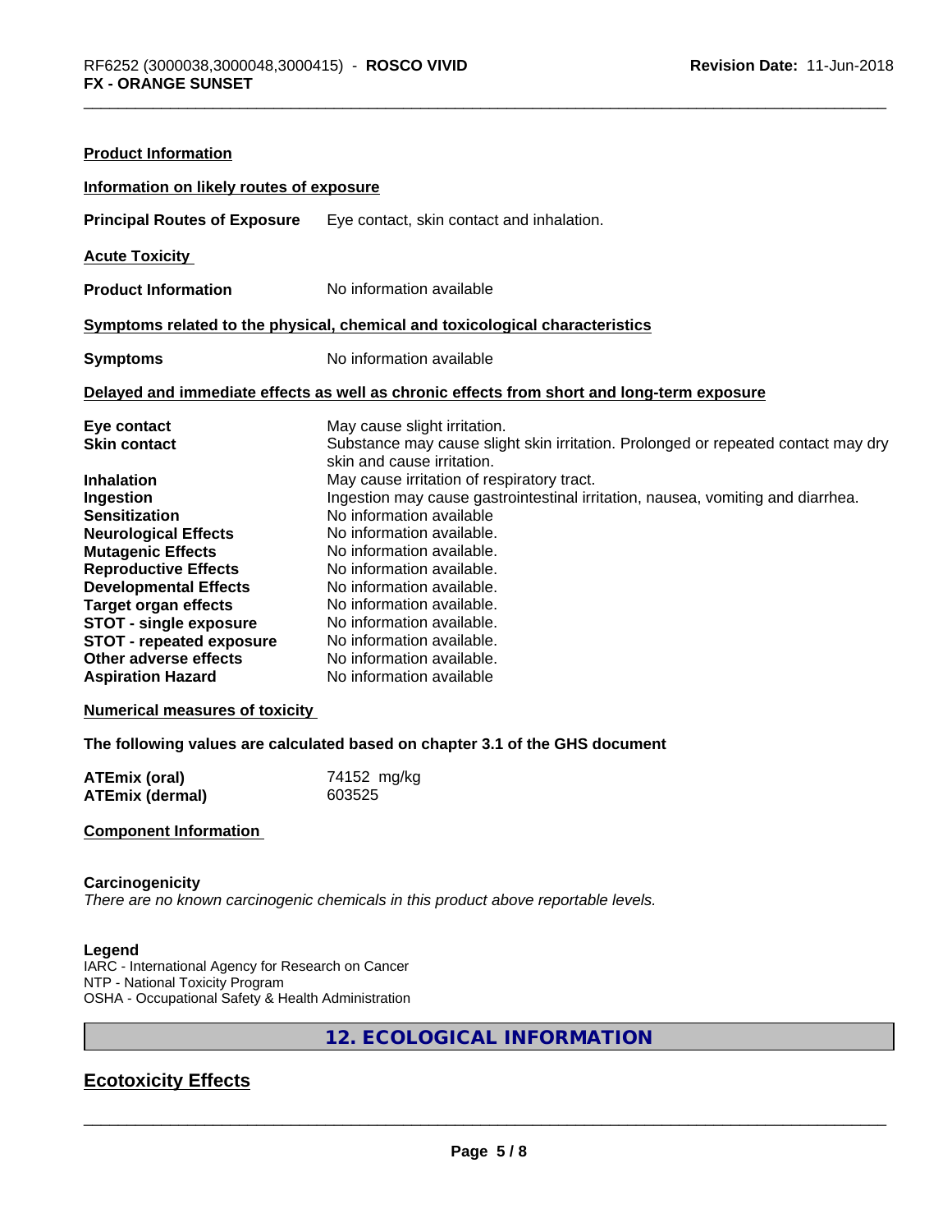**Product Information**

**Information on likely routes of exposure**

| | |
|---|---|
| **Principal Routes of Exposure** | Eye contact, skin contact and inhalation. |

**Acute Toxicity**

| | |
|---|---|
| **Product Information** | No information available |

**Symptoms related to the physical, chemical and toxicological characteristics**

| | |
|---|---|
| **Symptoms** | No information available |

**Delayed and immediate effects as well as chronic effects from short and long-term exposure**

| | |
|---|---|
| **Eye contact** | May cause slight irritation. |
| **Skin contact** | Substance may cause slight skin irritation. Prolonged or repeated contact may dry skin and cause irritation. |
| **Inhalation** | May cause irritation of respiratory tract. |
| **Ingestion** | Ingestion may cause gastrointestinal irritation, nausea, vomiting and diarrhea. |
| **Sensitization** | No information available |
| **Neurological Effects** | No information available. |
| **Mutagenic Effects** | No information available. |
| **Reproductive Effects** | No information available. |
| **Developmental Effects** | No information available. |
| **Target organ effects** | No information available. |
| **STOT - single exposure** | No information available. |
| **STOT - repeated exposure** | No information available. |
| **Other adverse effects** | No information available. |
| **Aspiration Hazard** | No information available |

**Numerical measures of toxicity**

**The following values are calculated based on chapter 3.1 of the GHS document**

| | |
|---|---|
| **ATEmix (oral)** | 74152 mg/kg |
| **ATEmix (dermal)** | 603525 |

**Component Information**

**Carcinogenicity**

*There are no known carcinogenic chemicals in this product above reportable levels.*

**Legend**

IARC - International Agency for Research on Cancer
NTP - National Toxicity Program
OSHA - Occupational Safety & Health Administration

## 12. ECOLOGICAL INFORMATION

## Ecotoxicity Effects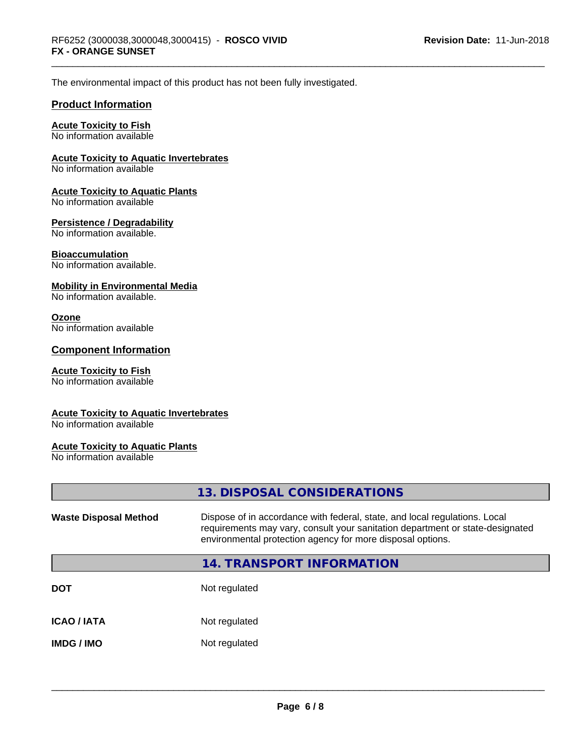The environmental impact of this product has not been fully investigated.

### Product Information

**Acute Toxicity to Fish**
No information available

**Acute Toxicity to Aquatic Invertebrates**
No information available

**Acute Toxicity to Aquatic Plants**
No information available

**Persistence / Degradability**
No information available.

**Bioaccumulation**
No information available.

**Mobility in Environmental Media**
No information available.

**Ozone**
No information available

### Component Information

**Acute Toxicity to Fish**
No information available

**Acute Toxicity to Aquatic Invertebrates**
No information available

**Acute Toxicity to Aquatic Plants**
No information available

## 13. DISPOSAL CONSIDERATIONS

**Waste Disposal Method** Dispose of in accordance with federal, state, and local regulations. Local requirements may vary, consult your sanitation department or state-designated environmental protection agency for more disposal options.

## 14. TRANSPORT INFORMATION

| | |
|---|---|
| **DOT** | Not regulated |
| **ICAO / IATA** | Not regulated |
| **IMDG / IMO** | Not regulated |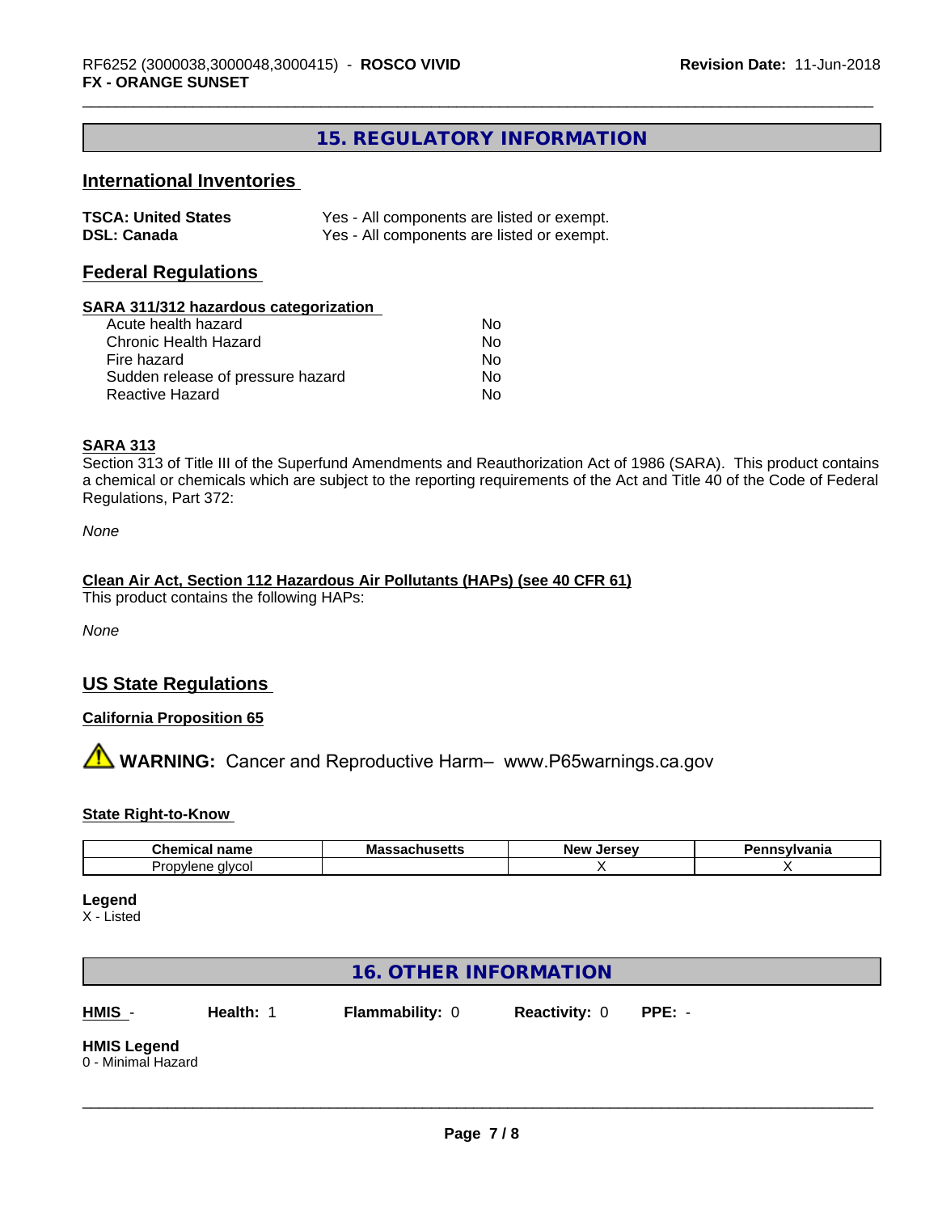## 15. REGULATORY INFORMATION

### International Inventories

| | |
|---|---|
| **TSCA: United States** | Yes - All components are listed or exempt. |
| **DSL: Canada** | Yes - All components are listed or exempt. |

### Federal Regulations

**SARA 311/312 hazardous categorization**

| | |
|---|---|
| Acute health hazard | No |
| Chronic Health Hazard | No |
| Fire hazard | No |
| Sudden release of pressure hazard | No |
| Reactive Hazard | No |

**SARA 313**

Section 313 of Title III of the Superfund Amendments and Reauthorization Act of 1986 (SARA). This product contains a chemical or chemicals which are subject to the reporting requirements of the Act and Title 40 of the Code of Federal Regulations, Part 372:

*None*

**Clean Air Act, Section 112 Hazardous Air Pollutants (HAPs) (see 40 CFR 61)**

This product contains the following HAPs:

*None*

### US State Regulations

**California Proposition 65**

⚠ **WARNING:** Cancer and Reproductive Harm– www.P65warnings.ca.gov

**State Right-to-Know**

| Chemical name | Massachusetts | New Jersey | Pennsylvania |
|---|---|---|---|
| Propylene glycol | | X | X |

**Legend**

X - Listed

## 16. OTHER INFORMATION

**HMIS** - **Health:** 1 **Flammability:** 0 **Reactivity:** 0 **PPE:** -

**HMIS Legend**

0 - Minimal Hazard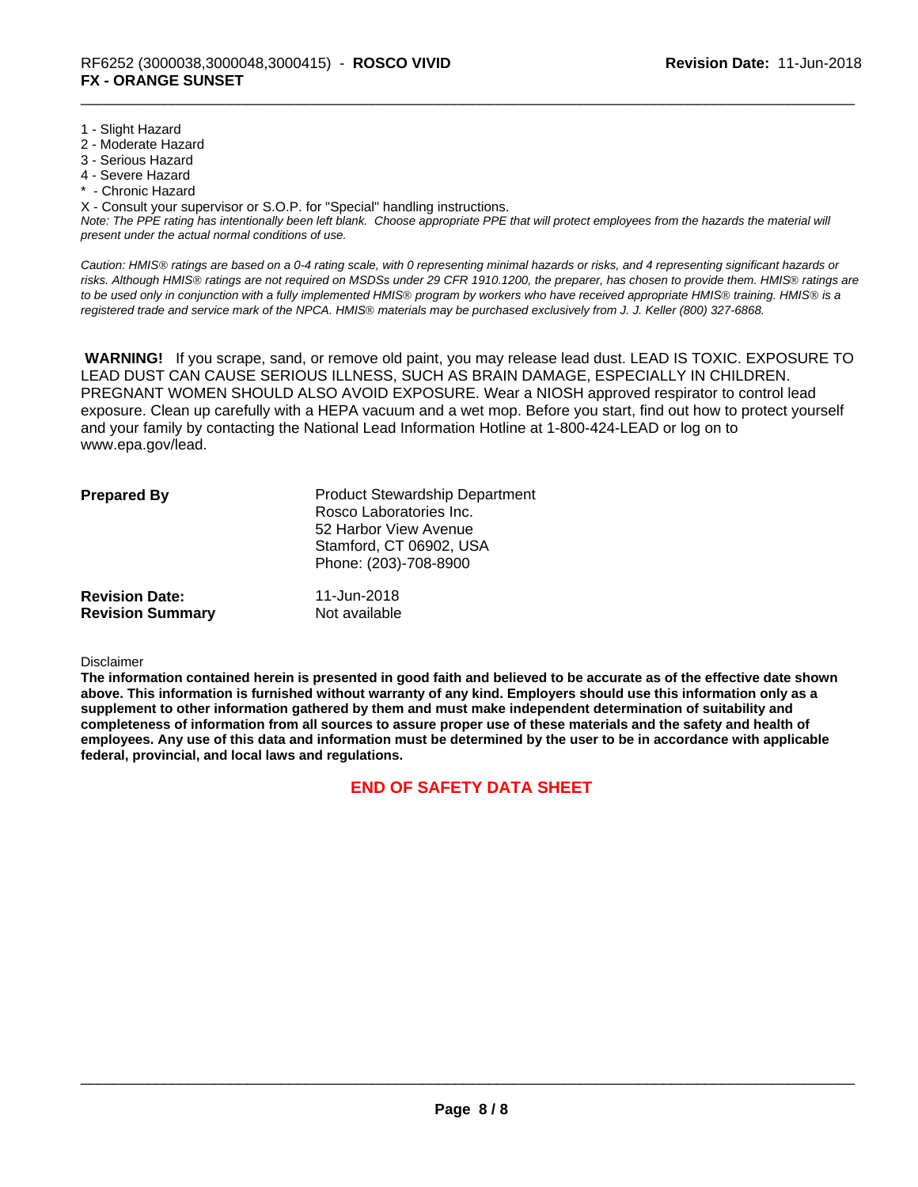1 - Slight Hazard
2 - Moderate Hazard
3 - Serious Hazard
4 - Severe Hazard
* - Chronic Hazard
X - Consult your supervisor or S.O.P. for "Special" handling instructions.

*Note: The PPE rating has intentionally been left blank. Choose appropriate PPE that will protect employees from the hazards the material will present under the actual normal conditions of use.*

*Caution: HMIS® ratings are based on a 0-4 rating scale, with 0 representing minimal hazards or risks, and 4 representing significant hazards or risks. Although HMIS® ratings are not required on MSDSs under 29 CFR 1910.1200, the preparer, has chosen to provide them. HMIS® ratings are to be used only in conjunction with a fully implemented HMIS® program by workers who have received appropriate HMIS® training. HMIS® is a registered trade and service mark of the NPCA. HMIS® materials may be purchased exclusively from J. J. Keller (800) 327-6868.*

**WARNING!** If you scrape, sand, or remove old paint, you may release lead dust. LEAD IS TOXIC. EXPOSURE TO LEAD DUST CAN CAUSE SERIOUS ILLNESS, SUCH AS BRAIN DAMAGE, ESPECIALLY IN CHILDREN. PREGNANT WOMEN SHOULD ALSO AVOID EXPOSURE. Wear a NIOSH approved respirator to control lead exposure. Clean up carefully with a HEPA vacuum and a wet mop. Before you start, find out how to protect yourself and your family by contacting the National Lead Information Hotline at 1-800-424-LEAD or log on to www.epa.gov/lead.

| | |
|---|---|
| **Prepared By** | Product Stewardship Department<br>Rosco Laboratories Inc.<br>52 Harbor View Avenue<br>Stamford, CT 06902, USA<br>Phone: (203)-708-8900 |
| **Revision Date:** | 11-Jun-2018 |
| **Revision Summary** | Not available |

Disclaimer

**The information contained herein is presented in good faith and believed to be accurate as of the effective date shown above. This information is furnished without warranty of any kind. Employers should use this information only as a supplement to other information gathered by them and must make independent determination of suitability and completeness of information from all sources to assure proper use of these materials and the safety and health of employees. Any use of this data and information must be determined by the user to be in accordance with applicable federal, provincial, and local laws and regulations.**

**END OF SAFETY DATA SHEET**